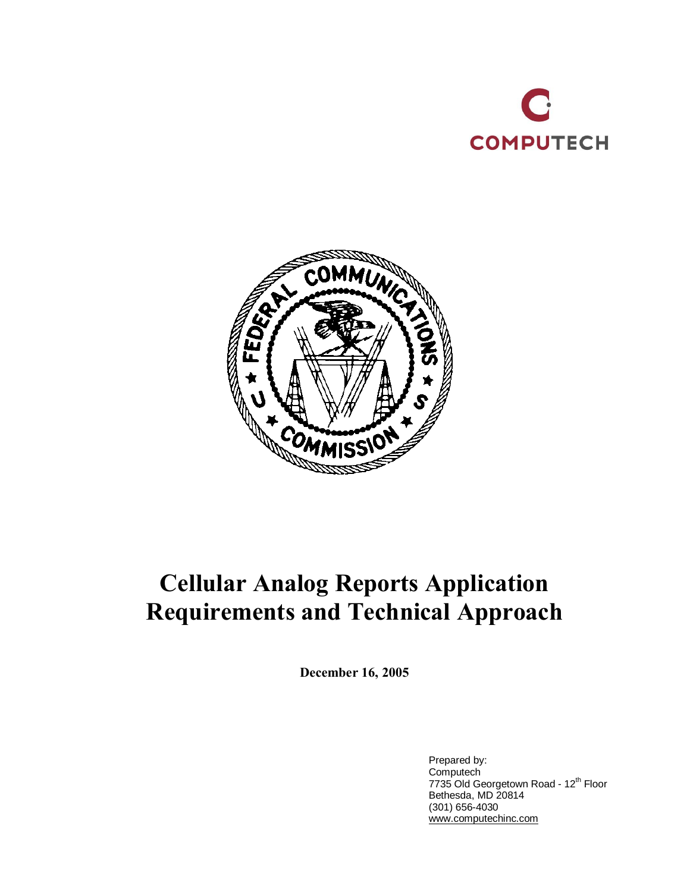COMPUTECH

# Cellular Analog Reports Application Requirements and Technical Approach

**December 16, 2005**

Prepared by:
Computech
7735 Old Georgetown Road - 12th Floor
Bethesda, MD 20814
(301) 656-4030
www.computechinc.com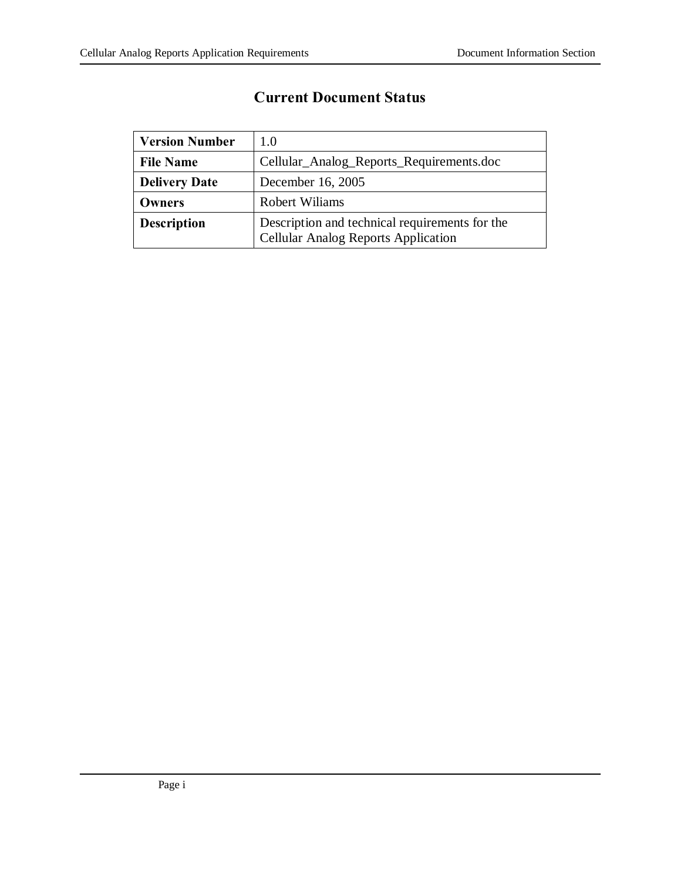# Current Document Status

| Version Number | 1.0 |
|---|---|
| File Name | Cellular_Analog_Reports_Requirements.doc |
| Delivery Date | December 16, 2005 |
| Owners | Robert Wiliams |
| Description | Description and technical requirements for the Cellular Analog Reports Application |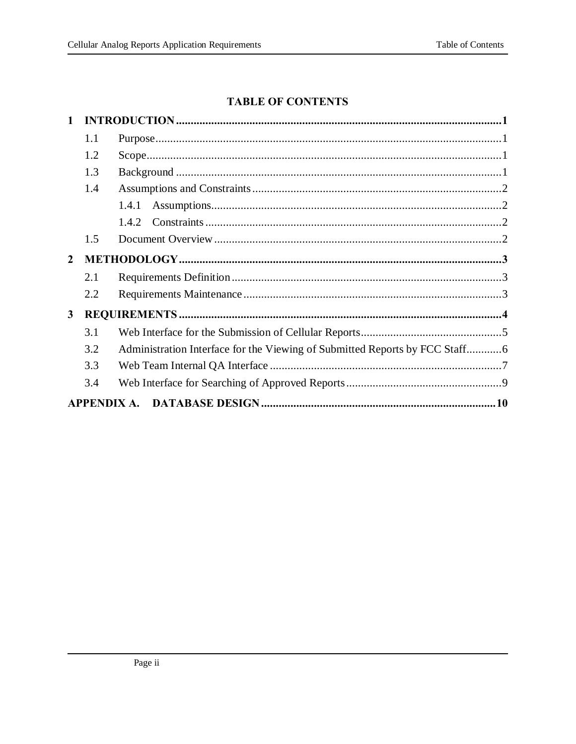# TABLE OF CONTENTS

**1 INTRODUCTION** .......... **1**

- 1.1 Purpose .......... 1
- 1.2 Scope .......... 1
- 1.3 Background .......... 1
- 1.4 Assumptions and Constraints .......... 2
  - 1.4.1 Assumptions .......... 2
  - 1.4.2 Constraints .......... 2
- 1.5 Document Overview .......... 2

**2 METHODOLOGY** .......... **3**

- 2.1 Requirements Definition .......... 3
- 2.2 Requirements Maintenance .......... 3

**3 REQUIREMENTS** .......... **4**

- 3.1 Web Interface for the Submission of Cellular Reports .......... 5
- 3.2 Administration Interface for the Viewing of Submitted Reports by FCC Staff .......... 6
- 3.3 Web Team Internal QA Interface .......... 7
- 3.4 Web Interface for Searching of Approved Reports .......... 9

**APPENDIX A. DATABASE DESIGN** .......... **10**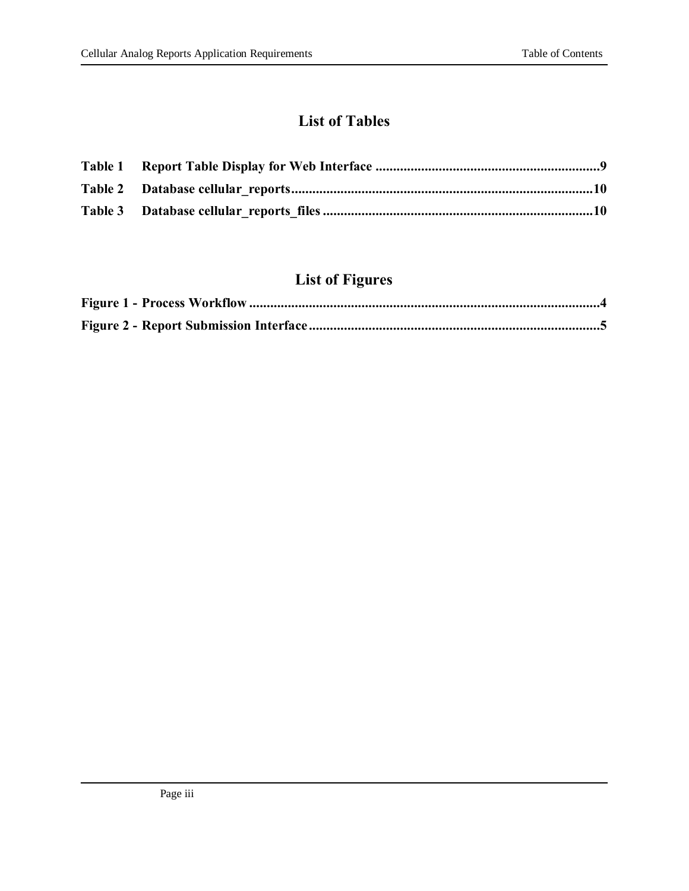## List of Tables

**Table 1 Report Table Display for Web Interface ....................................................................9**

**Table 2 Database cellular_reports.......................................................................................10**

**Table 3 Database cellular_reports_files ..............................................................................10**

## List of Figures

**Figure 1 - Process Workflow ......................................................................................................4**

**Figure 2 - Report Submission Interface......................................................................................5**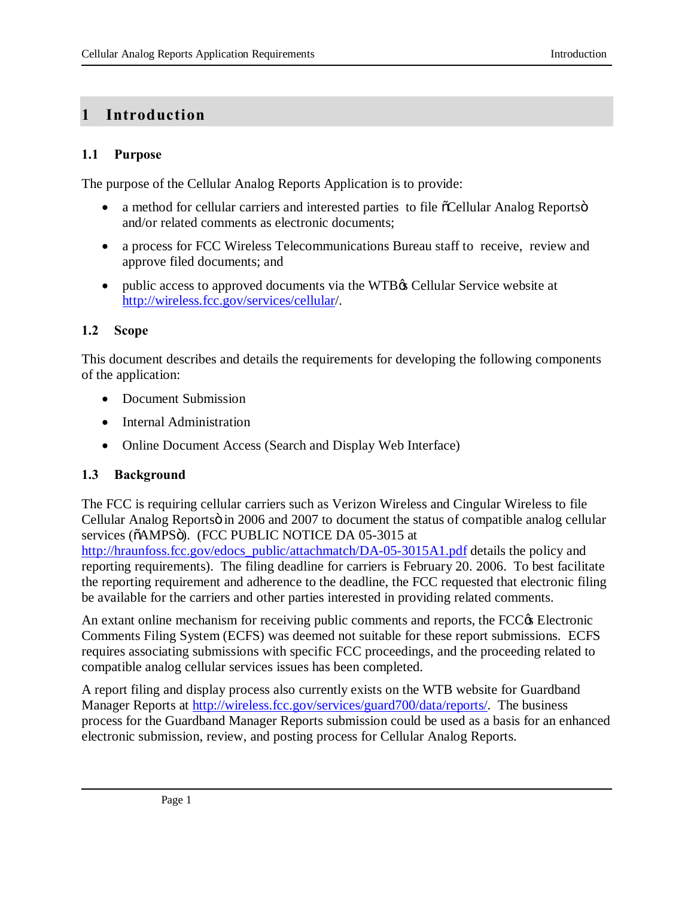# 1 Introduction

## 1.1 Purpose

The purpose of the Cellular Analog Reports Application is to provide:

- a method for cellular carriers and interested parties to file "Cellular Analog Reports" and/or related comments as electronic documents;
- a process for FCC Wireless Telecommunications Bureau staff to receive, review and approve filed documents; and
- public access to approved documents via the WTB's Cellular Service website at http://wireless.fcc.gov/services/cellular/.

## 1.2 Scope

This document describes and details the requirements for developing the following components of the application:

- Document Submission
- Internal Administration
- Online Document Access (Search and Display Web Interface)

## 1.3 Background

The FCC is requiring cellular carriers such as Verizon Wireless and Cingular Wireless to file Cellular Analog Reports" in 2006 and 2007 to document the status of compatible analog cellular services ("AMPS"). (FCC PUBLIC NOTICE DA 05-3015 at http://hraunfoss.fcc.gov/edocs_public/attachmatch/DA-05-3015A1.pdf details the policy and reporting requirements). The filing deadline for carriers is February 20. 2006. To best facilitate the reporting requirement and adherence to the deadline, the FCC requested that electronic filing be available for the carriers and other parties interested in providing related comments.

An extant online mechanism for receiving public comments and reports, the FCC's Electronic Comments Filing System (ECFS) was deemed not suitable for these report submissions. ECFS requires associating submissions with specific FCC proceedings, and the proceeding related to compatible analog cellular services issues has been completed.

A report filing and display process also currently exists on the WTB website for Guardband Manager Reports at http://wireless.fcc.gov/services/guard700/data/reports/. The business process for the Guardband Manager Reports submission could be used as a basis for an enhanced electronic submission, review, and posting process for Cellular Analog Reports.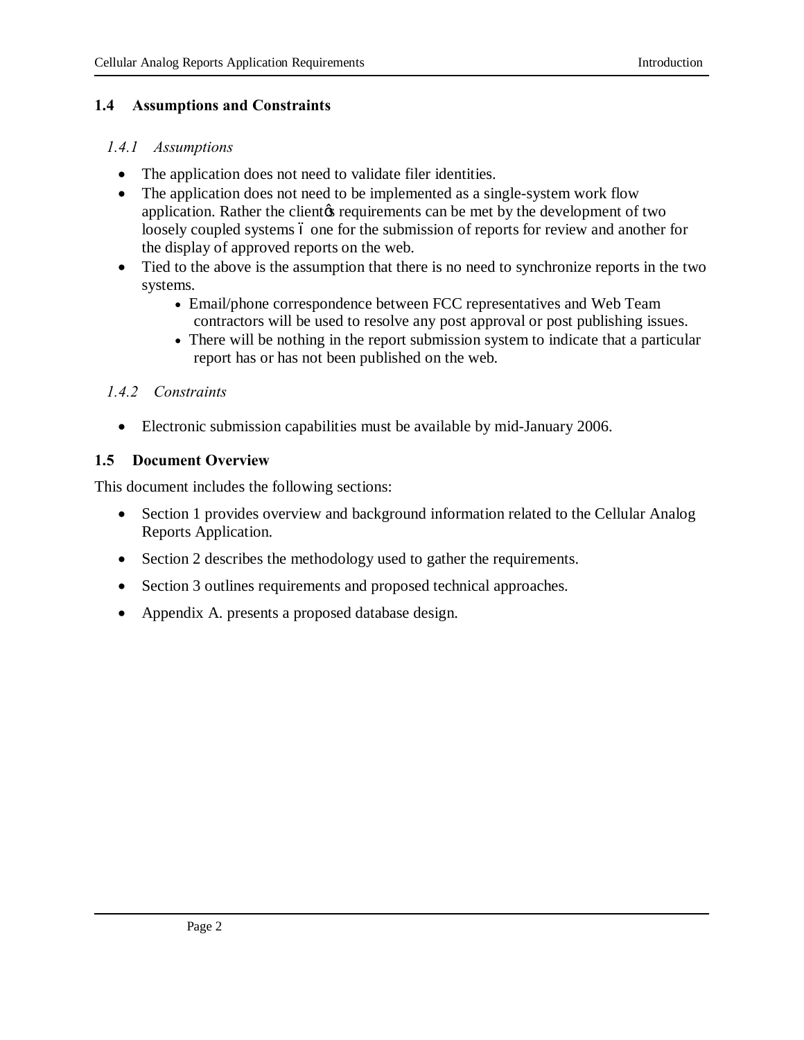## 1.4 Assumptions and Constraints

### *1.4.1 Assumptions*

- The application does not need to validate filer identities.
- The application does not need to be implemented as a single-system work flow application. Rather the clientøs requirements can be met by the development of two loosely coupled systems ó one for the submission of reports for review and another for the display of approved reports on the web.
- Tied to the above is the assumption that there is no need to synchronize reports in the two systems.
  - Email/phone correspondence between FCC representatives and Web Team contractors will be used to resolve any post approval or post publishing issues.
  - There will be nothing in the report submission system to indicate that a particular report has or has not been published on the web.

### *1.4.2 Constraints*

- Electronic submission capabilities must be available by mid-January 2006.

## 1.5 Document Overview

This document includes the following sections:

- Section 1 provides overview and background information related to the Cellular Analog Reports Application.
- Section 2 describes the methodology used to gather the requirements.
- Section 3 outlines requirements and proposed technical approaches.
- Appendix A. presents a proposed database design.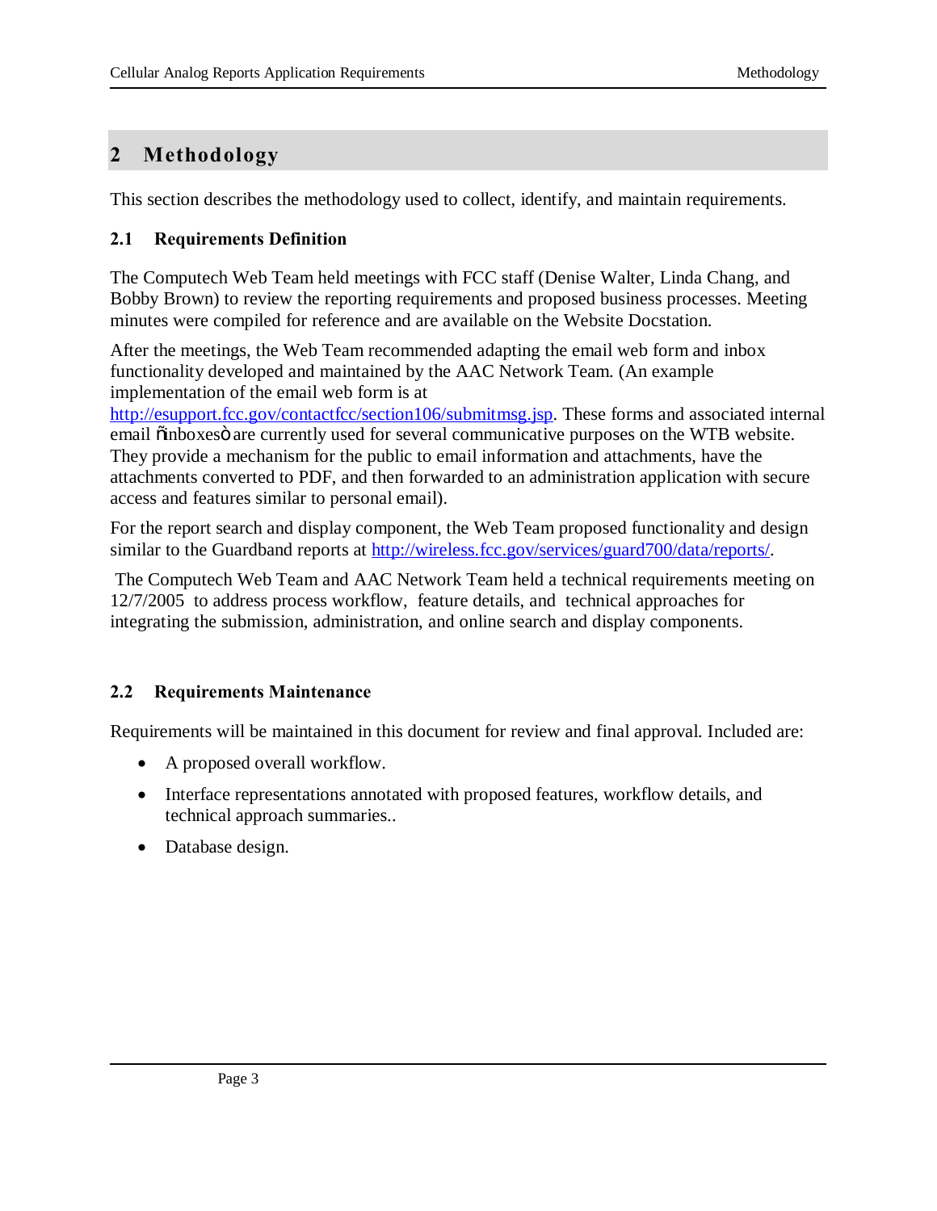# 2 Methodology

This section describes the methodology used to collect, identify, and maintain requirements.

## 2.1 Requirements Definition

The Computech Web Team held meetings with FCC staff (Denise Walter, Linda Chang, and Bobby Brown) to review the reporting requirements and proposed business processes. Meeting minutes were compiled for reference and are available on the Website Docstation.

After the meetings, the Web Team recommended adapting the email web form and inbox functionality developed and maintained by the AAC Network Team. (An example implementation of the email web form is at http://esupport.fcc.gov/contactfcc/section106/submitmsg.jsp. These forms and associated internal email "inboxes" are currently used for several communicative purposes on the WTB website. They provide a mechanism for the public to email information and attachments, have the attachments converted to PDF, and then forwarded to an administration application with secure access and features similar to personal email).

For the report search and display component, the Web Team proposed functionality and design similar to the Guardband reports at http://wireless.fcc.gov/services/guard700/data/reports/.

The Computech Web Team and AAC Network Team held a technical requirements meeting on 12/7/2005 to address process workflow, feature details, and technical approaches for integrating the submission, administration, and online search and display components.

## 2.2 Requirements Maintenance

Requirements will be maintained in this document for review and final approval. Included are:

- A proposed overall workflow.
- Interface representations annotated with proposed features, workflow details, and technical approach summaries..
- Database design.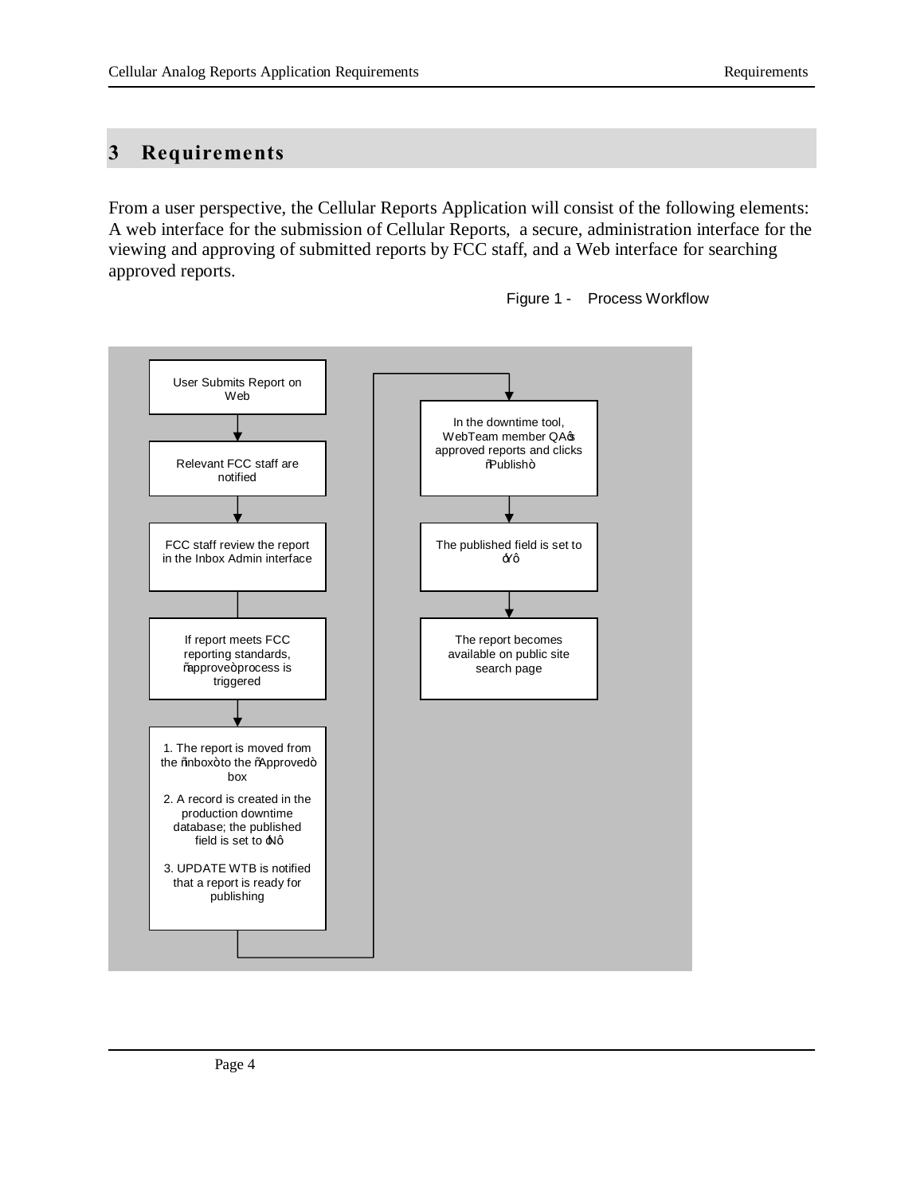# 3 Requirements

From a user perspective, the Cellular Reports Application will consist of the following elements: A web interface for the submission of Cellular Reports, a secure, administration interface for the viewing and approving of submitted reports by FCC staff, and a Web interface for searching approved reports.

Figure 1 - Process Workflow

User Submits Report on Web

Relevant FCC staff are notified

FCC staff review the report in the Inbox Admin interface

If report meets FCC reporting standards, "approve" process is triggered

1. The report is moved from the "inbox" to the "Approved" box

2. A record is created in the production downtime database; the published field is set to 'N'

3. UPDATE WTB is notified that a report is ready for publishing

In the downtime tool, WebTeam member QA's approved reports and clicks "Publish"

The published field is set to 'Y'

The report becomes available on public site search page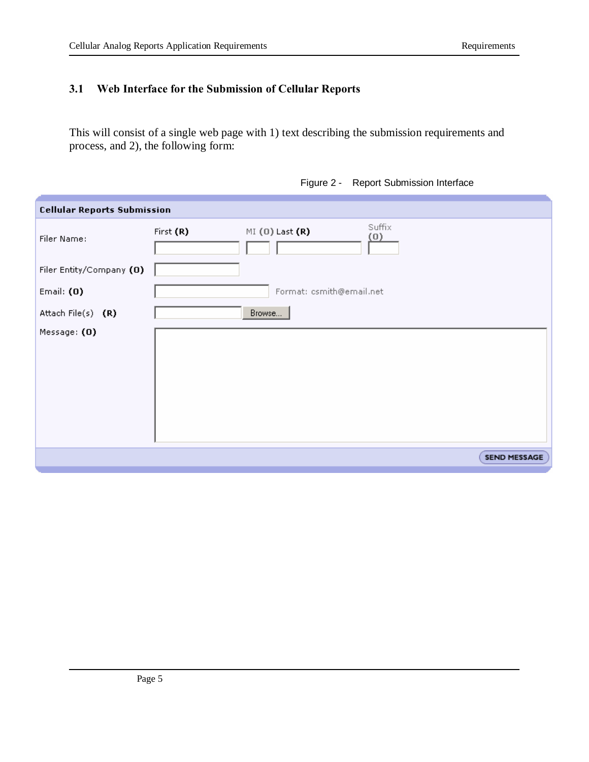### 3.1 Web Interface for the Submission of Cellular Reports

This will consist of a single web page with 1) text describing the submission requirements and process, and 2), the following form:

Figure 2 - Report Submission Interface

**Cellular Reports Submission**

| Field | Input |
|---|---|
| Filer Name: | First **(R)** / MI **(O)** / Last **(R)** / Suffix **(O)** |
| Filer Entity/Company **(O)** | |
| Email: **(O)** | Format: csmith@email.net |
| Attach File(s) **(R)** | Browse... |
| Message: **(O)** | |

SEND MESSAGE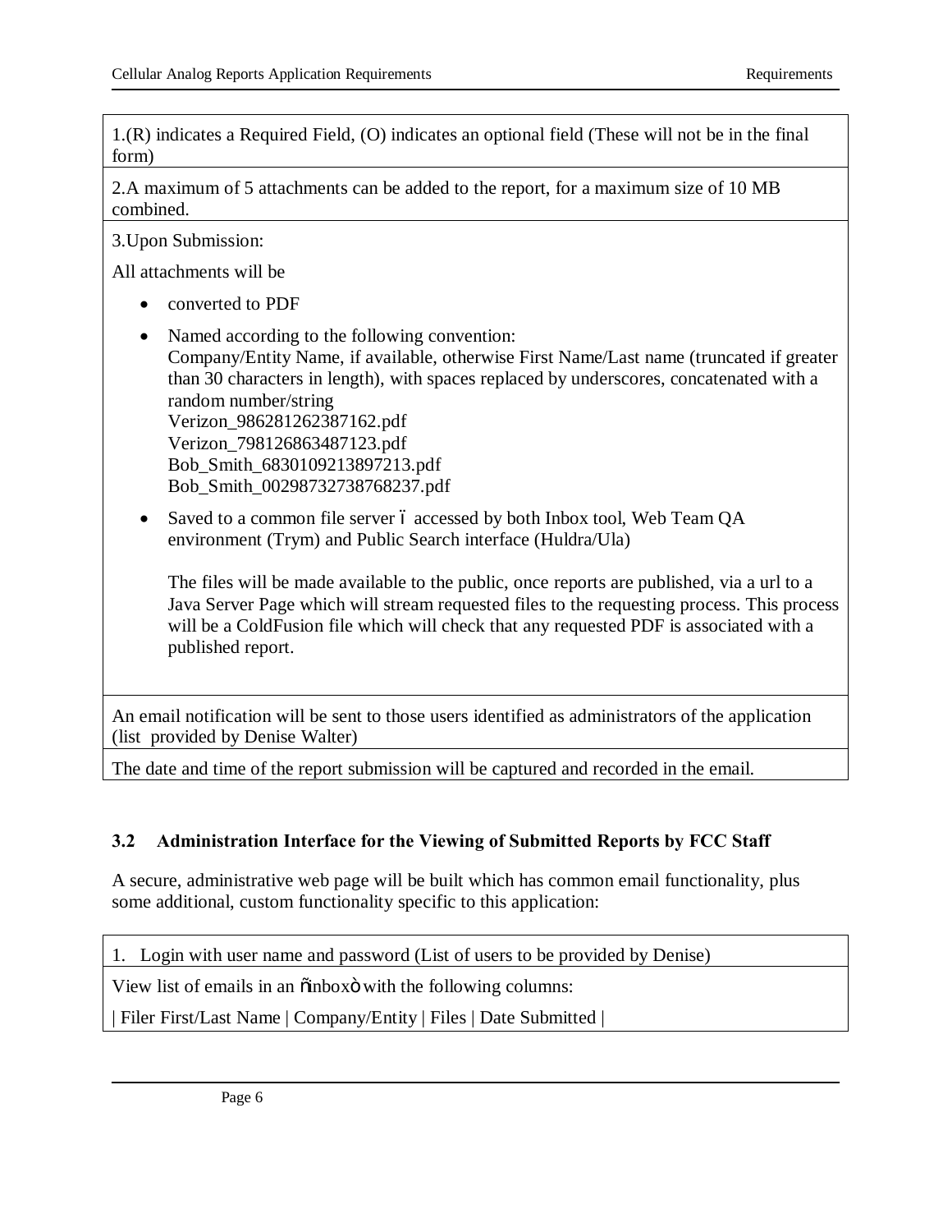| |
|---|
| 1.(R) indicates a Required Field, (O) indicates an optional field (These will not be in the final form) |
| 2.A maximum of 5 attachments can be added to the report, for a maximum size of 10 MB combined. |
| 3.Upon Submission:<br><br>All attachments will be<br><br>• converted to PDF<br><br>• Named according to the following convention:<br>Company/Entity Name, if available, otherwise First Name/Last name (truncated if greater than 30 characters in length), with spaces replaced by underscores, concatenated with a random number/string<br>Verizon_986281262387162.pdf<br>Verizon_798126863487123.pdf<br>Bob_Smith_6830109213897213.pdf<br>Bob_Smith_00298732738768237.pdf<br><br>• Saved to a common file server ó accessed by both Inbox tool, Web Team QA environment (Trym) and Public Search interface (Huldra/Ula)<br><br>The files will be made available to the public, once reports are published, via a url to a Java Server Page which will stream requested files to the requesting process. This process will be a ColdFusion file which will check that any requested PDF is associated with a published report. |
| An email notification will be sent to those users identified as administrators of the application (list provided by Denise Walter) |
| The date and time of the report submission will be captured and recorded in the email. |

### 3.2 Administration Interface for the Viewing of Submitted Reports by FCC Staff

A secure, administrative web page will be built which has common email functionality, plus some additional, custom functionality specific to this application:

| |
|---|
| 1. Login with user name and password (List of users to be provided by Denise) |
| View list of emails in an õinboxö with the following columns:<br><br>\| Filer First/Last Name \| Company/Entity \| Files \| Date Submitted \| |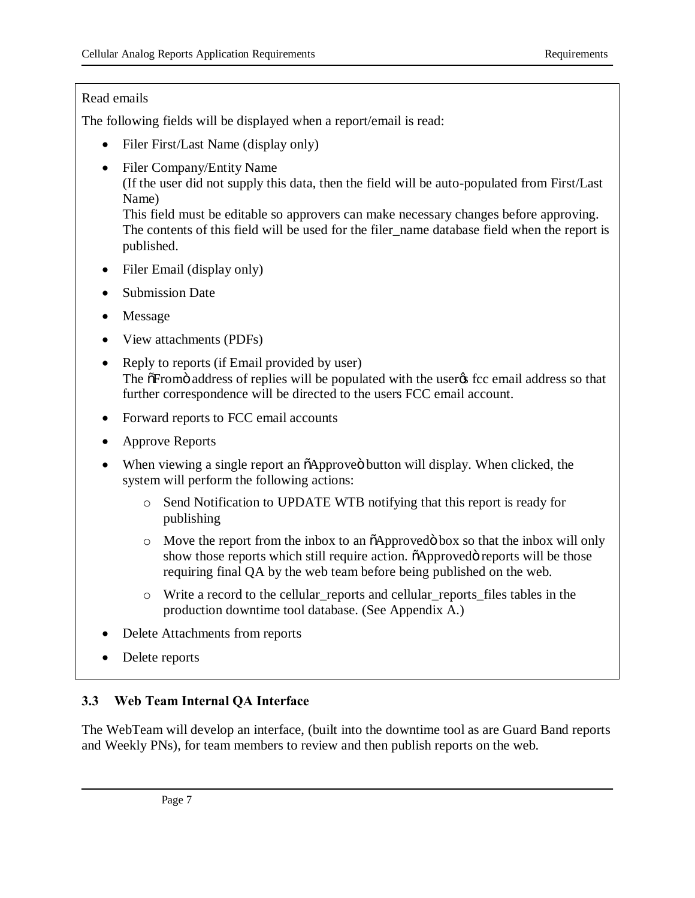Read emails

The following fields will be displayed when a report/email is read:

- Filer First/Last Name (display only)
- Filer Company/Entity Name
  (If the user did not supply this data, then the field will be auto-populated from First/Last Name)
  This field must be editable so approvers can make necessary changes before approving. The contents of this field will be used for the filer_name database field when the report is published.
- Filer Email (display only)
- Submission Date
- Message
- View attachments (PDFs)
- Reply to reports (if Email provided by user)
  The "From" address of replies will be populated with the user's fcc email address so that further correspondence will be directed to the users FCC email account.
- Forward reports to FCC email accounts
- Approve Reports
- When viewing a single report an "Approve" button will display. When clicked, the system will perform the following actions:
  - Send Notification to UPDATE WTB notifying that this report is ready for publishing
  - Move the report from the inbox to an "Approved" box so that the inbox will only show those reports which still require action. "Approved" reports will be those requiring final QA by the web team before being published on the web.
  - Write a record to the cellular_reports and cellular_reports_files tables in the production downtime tool database. (See Appendix A.)
- Delete Attachments from reports
- Delete reports

### 3.3 Web Team Internal QA Interface

The WebTeam will develop an interface, (built into the downtime tool as are Guard Band reports and Weekly PNs), for team members to review and then publish reports on the web.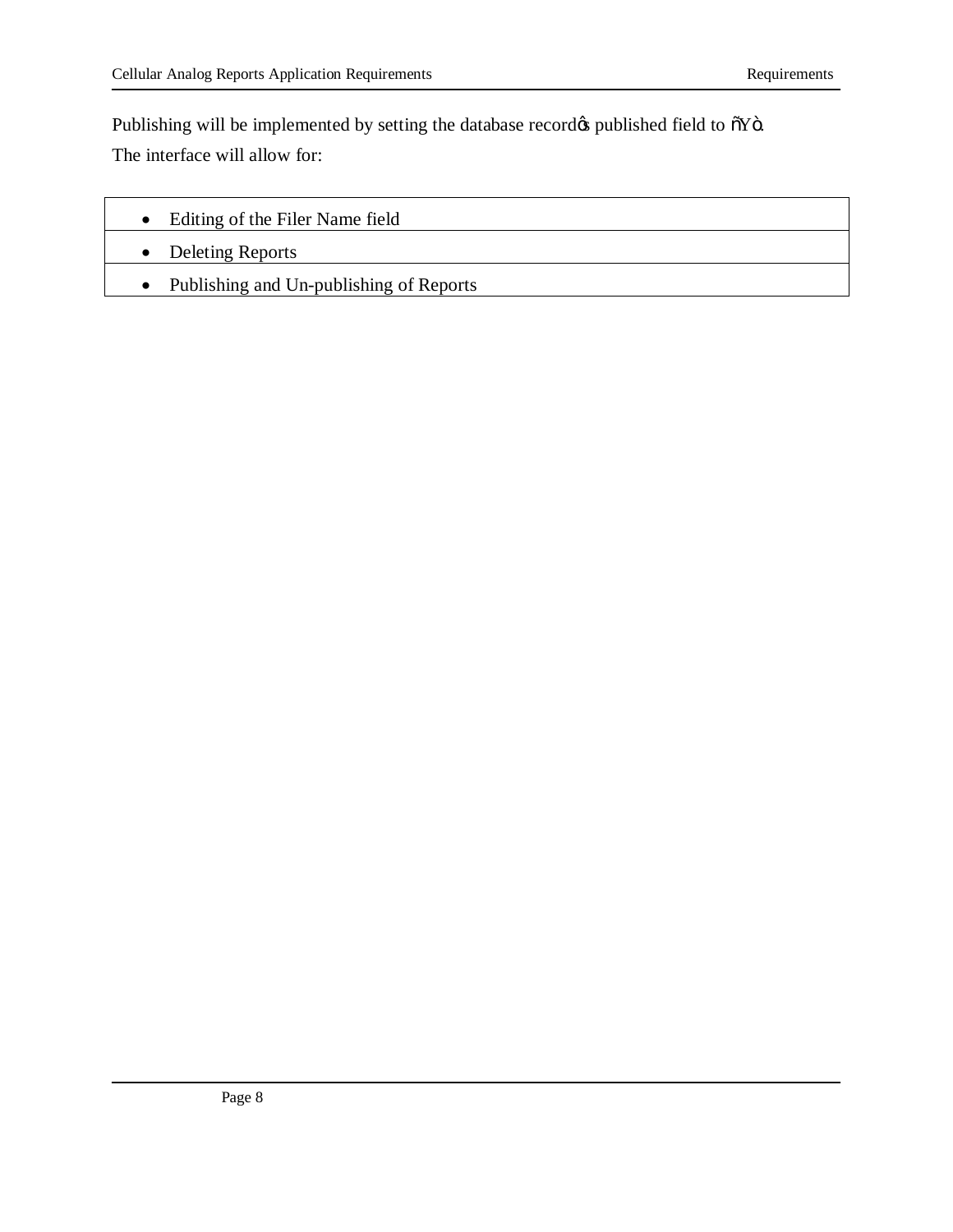Publishing will be implemented by setting the database record's published field to "Y".

The interface will allow for:

| |
|---|
| • Editing of the Filer Name field |
| • Deleting Reports |
| • Publishing and Un-publishing of Reports |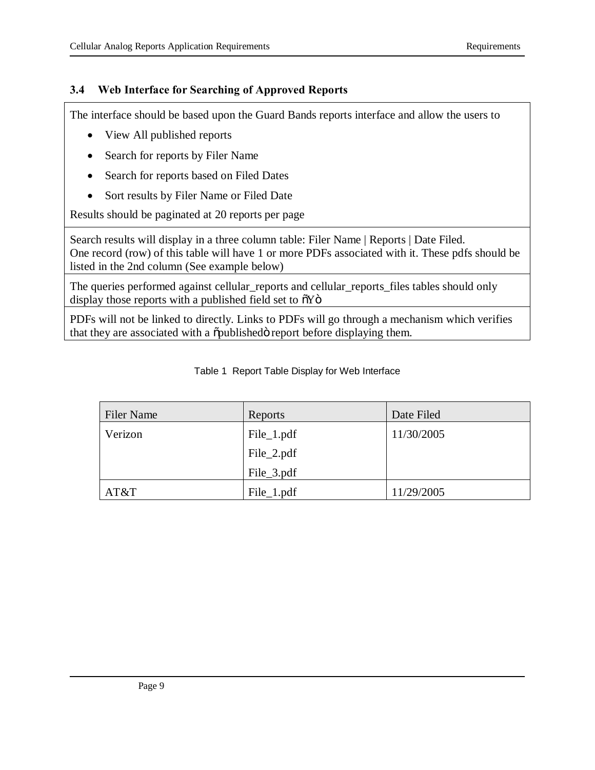### 3.4 Web Interface for Searching of Approved Reports

| |
|---|
| The interface should be based upon the Guard Bands reports interface and allow the users to<br>• View All published reports<br>• Search for reports by Filer Name<br>• Search for reports based on Filed Dates<br>• Sort results by Filer Name or Filed Date<br>Results should be paginated at 20 reports per page |
| Search results will display in a three column table: Filer Name \| Reports \| Date Filed.<br>One record (row) of this table will have 1 or more PDFs associated with it. These pdfs should be listed in the 2nd column (See example below) |
| The queries performed against cellular_reports and cellular_reports_files tables should only display those reports with a published field set to õYö |
| PDFs will not be linked to directly. Links to PDFs will go through a mechanism which verifies that they are associated with a õpublishedö report before displaying them. |

Table 1 Report Table Display for Web Interface

| Filer Name | Reports | Date Filed |
|---|---|---|
| Verizon | File_1.pdf<br>File_2.pdf<br>File_3.pdf | 11/30/2005 |
| AT&T | File_1.pdf | 11/29/2005 |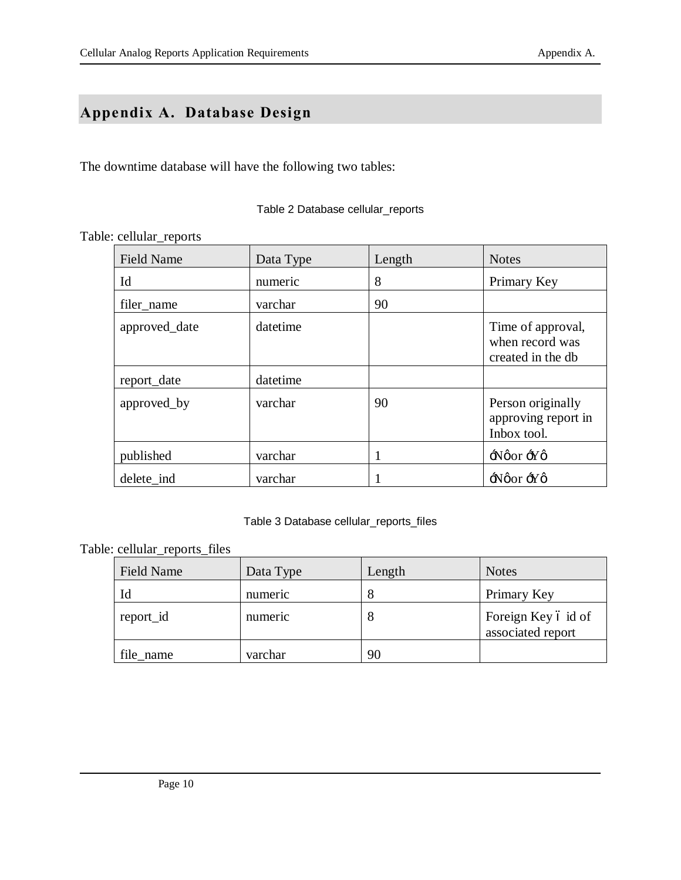# Appendix A. Database Design

The downtime database will have the following two tables:

Table 2 Database cellular_reports

Table: cellular_reports

| Field Name | Data Type | Length | Notes |
|---|---|---|---|
| Id | numeric | 8 | Primary Key |
| filer_name | varchar | 90 | |
| approved_date | datetime | | Time of approval, when record was created in the db |
| report_date | datetime | | |
| approved_by | varchar | 90 | Person originally approving report in Inbox tool. |
| published | varchar | 1 | ớNộor ớYộ |
| delete_ind | varchar | 1 | ớNộor ớYộ |

Table 3 Database cellular_reports_files

Table: cellular_reports_files

| Field Name | Data Type | Length | Notes |
|---|---|---|---|
| Id | numeric | 8 | Primary Key |
| report_id | numeric | 8 | Foreign Key ĭ id of associated report |
| file_name | varchar | 90 | |